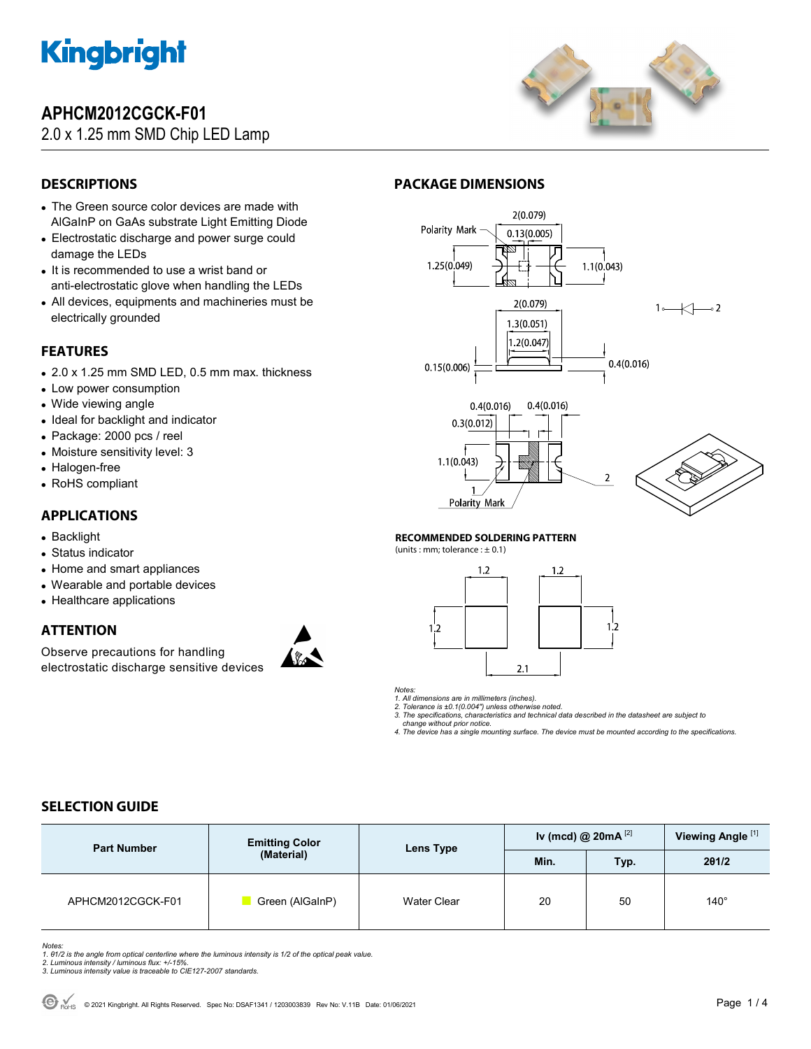# APHCM2012CGCK-F01

2.0 x 1.25 mm SMD Chip LED Lamp

## DESCRIPTIONS

- The Green source color devices are made with AlGaInP on GaAs substrate Light Emitting Diode
- Electrostatic discharge and power surge could damage the LEDs
- It is recommended to use a wrist band or anti-electrostatic glove when handling the LEDs
- All devices, equipments and machineries must be electrically grounded

## FEATURES

- 2.0 x 1.25 mm SMD LED, 0.5 mm max. thickness
- Low power consumption
- Wide viewing angle
- Ideal for backlight and indicator
- Package: 2000 pcs / reel
- Moisture sensitivity level: 3
- Halogen-free
- RoHS compliant

## APPLICATIONS

- Backlight
- Status indicator
- Home and smart appliances
- Wearable and portable devices
- Healthcare applications

## ATTENTION

Observe precautions for handling electrostatic discharge sensitive devices

## PACKAGE DIMENSIONS

### RECOMMENDED SOLDERING PATTERN

(units : mm; tolerance : ± 0.1)

*Notes:*
*1. All dimensions are in millimeters (inches).*
*2. Tolerance is ±0.1(0.004") unless otherwise noted.*
*3. The specifications, characteristics and technical data described in the datasheet are subject to change without prior notice.*
*4. The device has a single mounting surface. The device must be mounted according to the specifications.*

## SELECTION GUIDE

| Part Number | Emitting Color (Material) | Lens Type | Iv (mcd) @ 20mA [2] | | Viewing Angle [1] |
|---|---|---|---|---|---|
| | | | Min. | Typ. | 2θ1/2 |
| APHCM2012CGCK-F01 | Green (AlGaInP) | Water Clear | 20 | 50 | 140° |

*Notes:*
*1. θ1/2 is the angle from optical centerline where the luminous intensity is 1/2 of the optical peak value.*
*2. Luminous intensity / luminous flux: +/-15%.*
*3. Luminous intensity value is traceable to CIE127-2007 standards.*

© 2021 Kingbright. All Rights Reserved. Spec No: DSAF1341 / 1203003839 Rev No: V.11B Date: 01/06/2021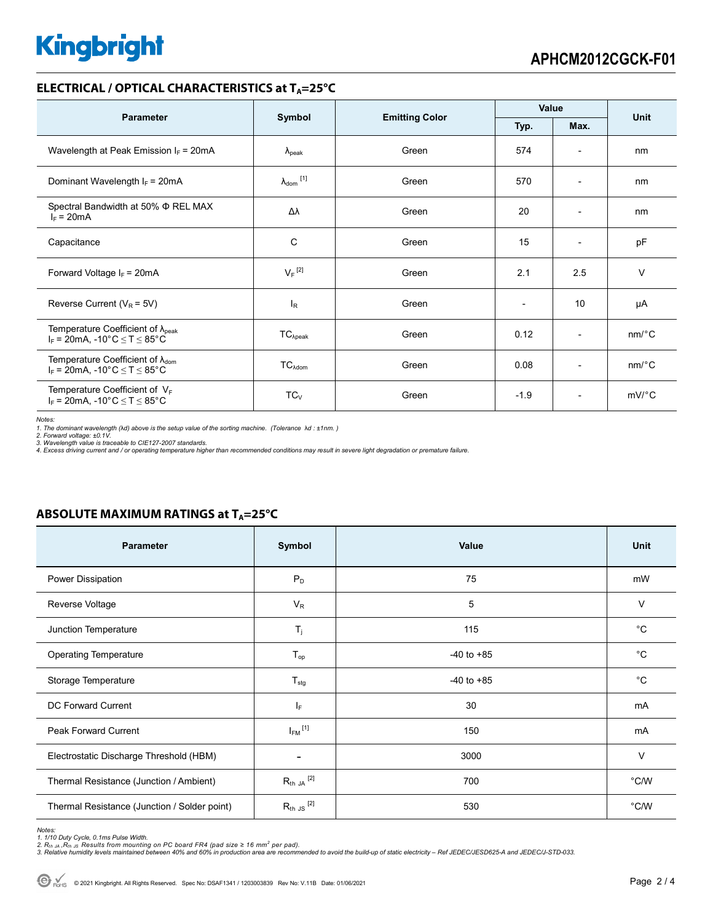## ELECTRICAL / OPTICAL CHARACTERISTICS at $T_A$=25°C

| Parameter | Symbol | Emitting Color | Value | | Unit |
|---|---|---|---|---|---|
| | | | Typ. | Max. | |
| Wavelength at Peak Emission $I_F$ = 20mA | $\lambda_{peak}$ | Green | 574 | - | nm |
| Dominant Wavelength $I_F$ = 20mA | $\lambda_{dom}$ [1] | Green | 570 | - | nm |
| Spectral Bandwidth at 50% Φ REL MAX $I_F$ = 20mA | Δλ | Green | 20 | - | nm |
| Capacitance | C | Green | 15 | - | pF |
| Forward Voltage $I_F$ = 20mA | $V_F$ [2] | Green | 2.1 | 2.5 | V |
| Reverse Current ($V_R$ = 5V) | $I_R$ | Green | - | 10 | μA |
| Temperature Coefficient of $\lambda_{peak}$ $I_F$ = 20mA, -10°C ≤ T ≤ 85°C | $TC_{\lambda peak}$ | Green | 0.12 | - | nm/°C |
| Temperature Coefficient of $\lambda_{dom}$ $I_F$ = 20mA, -10°C ≤ T ≤ 85°C | $TC_{\lambda dom}$ | Green | 0.08 | - | nm/°C |
| Temperature Coefficient of $V_F$ $I_F$ = 20mA, -10°C ≤ T ≤ 85°C | $TC_V$ | Green | -1.9 | - | mV/°C |

*Notes:*
*1. The dominant wavelength (λd) above is the setup value of the sorting machine. (Tolerance λd : ±1nm. )*
*2. Forward voltage: ±0.1V.*
*3. Wavelength value is traceable to CIE127-2007 standards.*
*4. Excess driving current and / or operating temperature higher than recommended conditions may result in severe light degradation or premature failure.*

## ABSOLUTE MAXIMUM RATINGS at $T_A$=25°C

| Parameter | Symbol | Value | Unit |
|---|---|---|---|
| Power Dissipation | $P_D$ | 75 | mW |
| Reverse Voltage | $V_R$ | 5 | V |
| Junction Temperature | $T_j$ | 115 | °C |
| Operating Temperature | $T_{op}$ | -40 to +85 | °C |
| Storage Temperature | $T_{stg}$ | -40 to +85 | °C |
| DC Forward Current | $I_F$ | 30 | mA |
| Peak Forward Current | $I_{FM}$ [1] | 150 | mA |
| Electrostatic Discharge Threshold (HBM) | - | 3000 | V |
| Thermal Resistance (Junction / Ambient) | $R_{th\ JA}$ [2] | 700 | °C/W |
| Thermal Resistance (Junction / Solder point) | $R_{th\ JS}$ [2] | 530 | °C/W |

*Notes:*
*1. 1/10 Duty Cycle, 0.1ms Pulse Width.*
*2. $R_{th\ JA}$, $R_{th\ JS}$ Results from mounting on PC board FR4 (pad size ≥ 16 $mm^2$ per pad).*
*3. Relative humidity levels maintained between 40% and 60% in production area are recommended to avoid the build-up of static electricity – Ref JEDEC/JESD625-A and JEDEC/J-STD-033.*

© 2021 Kingbright. All Rights Reserved. Spec No: DSAF1341 / 1203003839 Rev No: V.11B Date: 01/06/2021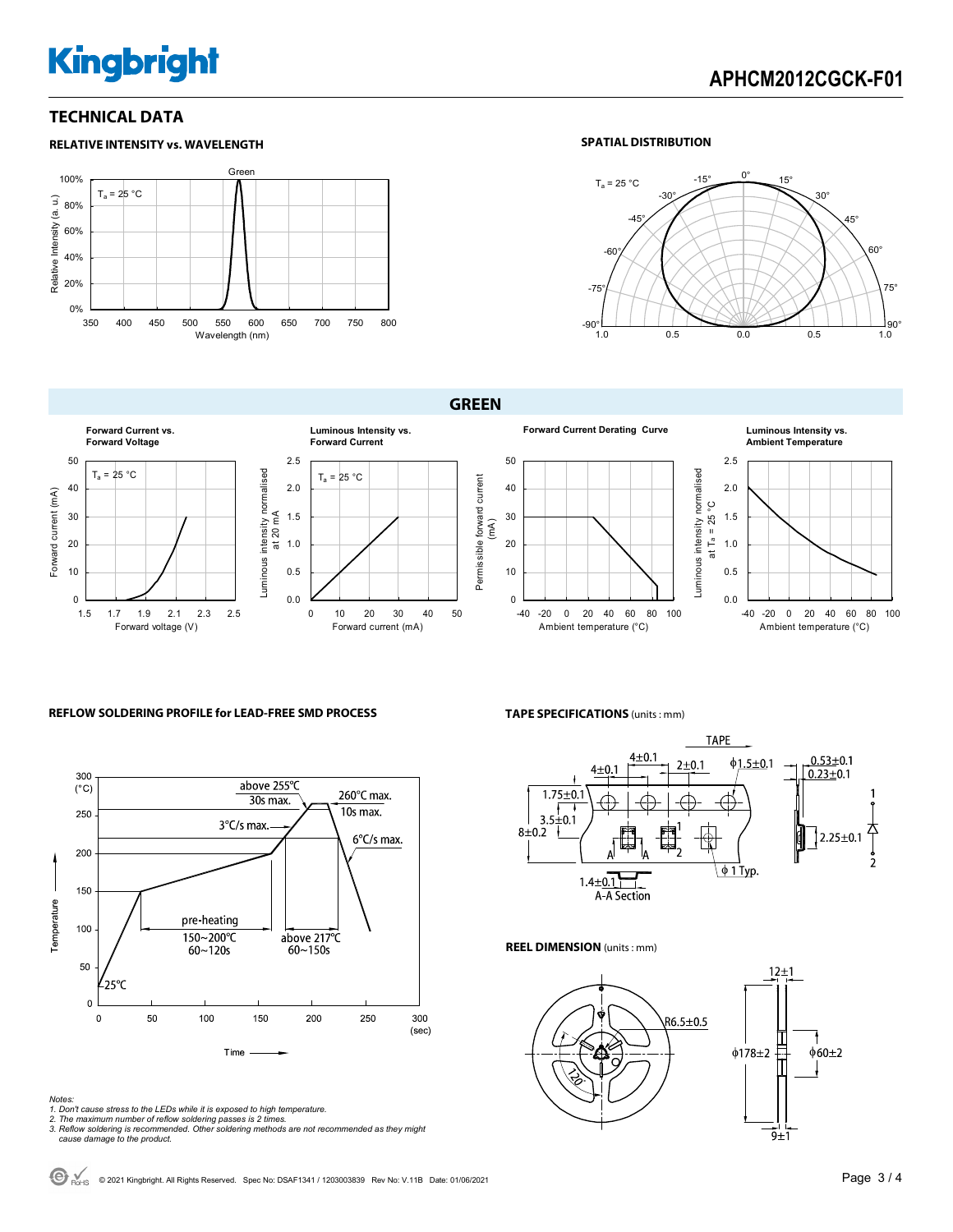## TECHNICAL DATA

### RELATIVE INTENSITY vs. WAVELENGTH

### SPATIAL DISTRIBUTION

## GREEN

**Forward Current vs. Forward Voltage**

**Luminous Intensity vs. Forward Current**

**Forward Current Derating Curve**

**Luminous Intensity vs. Ambient Temperature**

### REFLOW SOLDERING PROFILE for LEAD-FREE SMD PROCESS

### TAPE SPECIFICATIONS (units : mm)

### REEL DIMENSION (units : mm)

*Notes:*
*1. Don't cause stress to the LEDs while it is exposed to high temperature.*
*2. The maximum number of reflow soldering passes is 2 times.*
*3. Reflow soldering is recommended. Other soldering methods are not recommended as they might cause damage to the product.*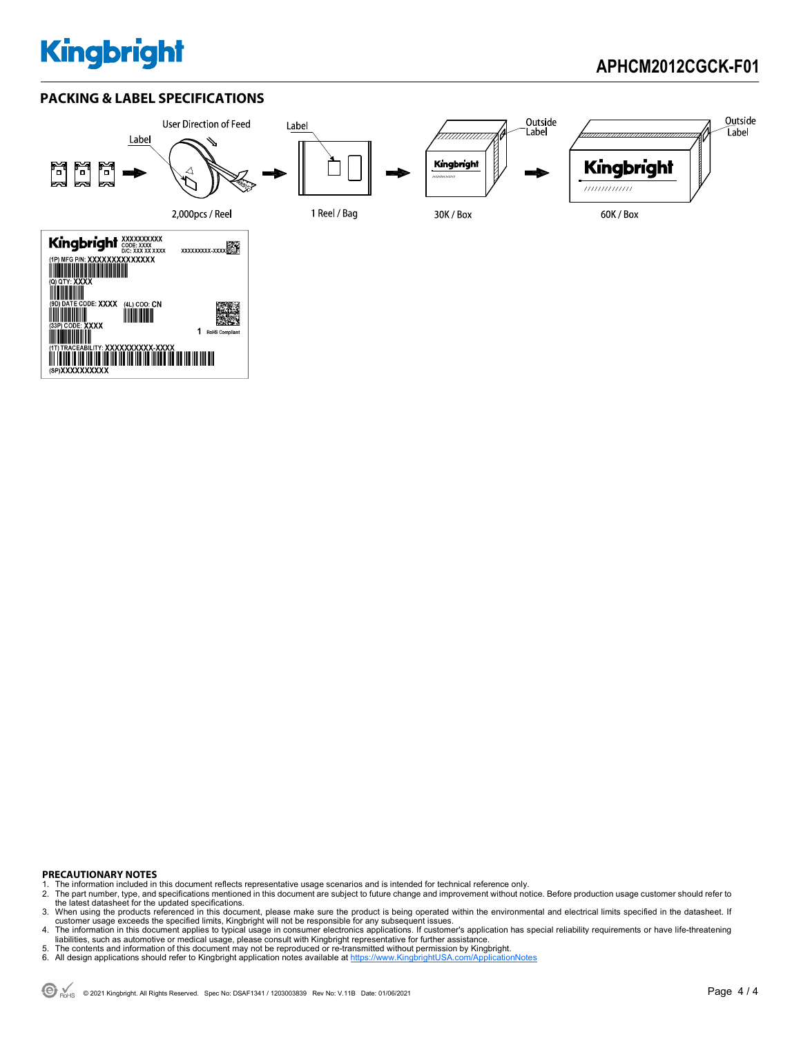## PACKING & LABEL SPECIFICATIONS

Label

User Direction of Feed

Label

Outside Label

Outside Label

2,000pcs / Reel

1 Reel / Bag

30K / Box

60K / Box

Kingbright XXXXXXXXXX CODE: XXXX D/C: XXX XX XXXX XXXXXXXXX-XXXX

(1P) MFG P/N: XXXXXXXXXXXXXX

(Q) QTY: XXXX

(9D) DATE CODE: XXXX (4L) COO: CN

(33P) CODE: XXXX 1 RoHS Compliant

(1T) TRACEABILITY: XXXXXXXXXX-XXXX

(SP)XXXXXXXXXX

### PRECAUTIONARY NOTES

1. The information included in this document reflects representative usage scenarios and is intended for technical reference only.
2. The part number, type, and specifications mentioned in this document are subject to future change and improvement without notice. Before production usage customer should refer to the latest datasheet for the updated specifications.
3. When using the products referenced in this document, please make sure the product is being operated within the environmental and electrical limits specified in the datasheet. If customer usage exceeds the specified limits, Kingbright will not be responsible for any subsequent issues.
4. The information in this document applies to typical usage in consumer electronics applications. If customer's application has special reliability requirements or have life-threatening liabilities, such as automotive or medical usage, please consult with Kingbright representative for further assistance.
5. The contents and information of this document may not be reproduced or re-transmitted without permission by Kingbright.
6. All design applications should refer to Kingbright application notes available at https://www.KingbrightUSA.com/ApplicationNotes

© 2021 Kingbright. All Rights Reserved. Spec No: DSAF1341 / 1203003839 Rev No: V.11B Date: 01/06/2021